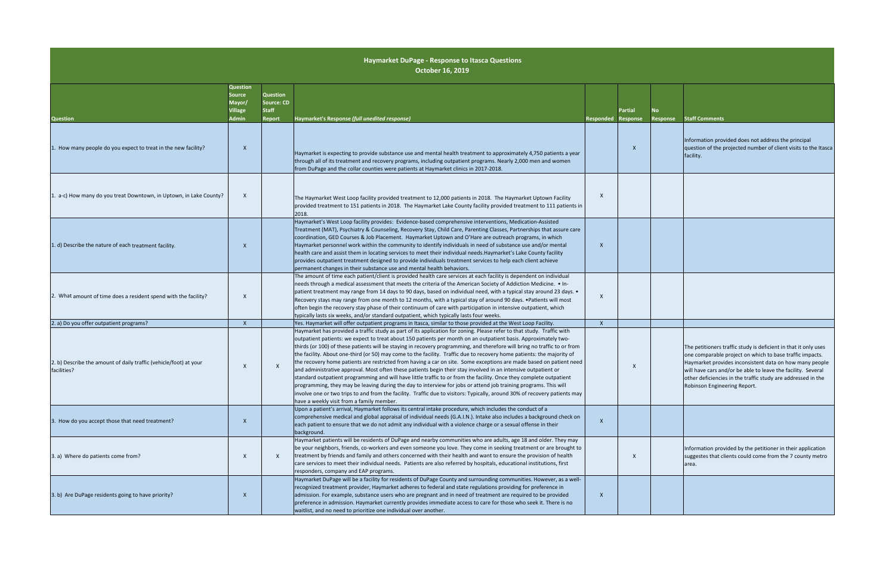# Haymarket DuPage - Response to Itasca Questions

**October 16, 2019**

| Question | Question Source Mayor/ Village Admin | Question Source: CD Staff Report | Haymarket's Response *(full unedited response)* | Responded | Partial Response | No Response | Staff Comments |
|---|---|---|---|---|---|---|---|
| 1. How many people do you expect to treat in the new facility? | X | | Haymarket is expecting to provide substance use and mental health treatment to approximately 4,750 patients a year through all of its treatment and recovery programs, including outpatient programs. Nearly 2,000 men and women from DuPage and the collar counties were patients at Haymarket clinics in 2017-2018. | | X | | Information provided does not address the principal question of the projected number of client visits to the Itasca facility. |
| 1. a-c) How many do you treat Downtown, in Uptown, in Lake County? | X | | The Haymarket West Loop facility provided treatment to 12,000 patients in 2018. The Haymarket Uptown Facility provided treatment to 151 patients in 2018. The Haymarket Lake County facility provided treatment to 111 patients in 2018. | X | | | |
| 1. d) Describe the nature of each treatment facility. | X | | Haymarket's West Loop facility provides: Evidence-based comprehensive interventions, Medication-Assisted Treatment (MAT), Psychiatry & Counseling, Recovery Stay, Child Care, Parenting Classes, Partnerships that assure care coordination, GED Courses & Job Placement. Haymarket Uptown and O'Hare are outreach programs, in which Haymarket personnel work within the community to identify individuals in need of substance use and/or mental health care and assist them in locating services to meet their individual needs.Haymarket's Lake County facility provides outpatient treatment designed to provide individuals treatment services to help each client achieve permanent changes in their substance use and mental health behaviors. | X | | | |
| 2. What amount of time does a resident spend with the facility? | X | | The amount of time each patient/client is provided health care services at each facility is dependent on individual needs through a medical assessment that meets the criteria of the American Society of Addiction Medicine. • In-patient treatment may range from 14 days to 90 days, based on individual need, with a typical stay around 23 days. • Recovery stays may range from one month to 12 months, with a typical stay of around 90 days. •Patients will most often begin the recovery stay phase of their continuum of care with participation in intensive outpatient, which typically lasts six weeks, and/or standard outpatient, which typically lasts four weeks. | X | | | |
| 2. a) Do you offer outpatient programs? | X | | Yes. Haymarket will offer outpatient programs in Itasca, similar to those provided at the West Loop Facility. | X | | | |
| 2. b) Describe the amount of daily traffic (vehicle/foot) at your facilities? | X | X | Haymarket has provided a traffic study as part of its application for zoning. Please refer to that study. Traffic with outpatient patients: we expect to treat about 150 patients per month on an outpatient basis. Approximately two-thirds (or 100) of these patients will be staying in recovery programming, and therefore will bring no traffic to or from the facility. About one-third (or 50) may come to the facility. Traffic due to recovery home patients: the majority of the recovery home patients are restricted from having a car on site. Some exceptions are made based on patient need and administrative approval. Most often these patients begin their stay involved in an intensive outpatient or standard outpatient programming and will have little traffic to or from the facility. Once they complete outpatient programming, they may be leaving during the day to interview for jobs or attend job training programs. This will involve one or two trips to and from the facility. Traffic due to visitors: Typically, around 30% of recovery patients may have a weekly visit from a family member. | | X | | The petitioners traffic study is deficient in that it only uses one comparable project on which to base traffic impacts. Haymarket provides inconsistent data on how many people will have cars and/or be able to leave the facility. Several other deficiencies in the traffic study are addressed in the Robinson Engineering Report. |
| 3. How do you accept those that need treatment? | X | | Upon a patient's arrival, Haymarket follows its central intake procedure, which includes the conduct of a comprehensive medical and global appraisal of individual needs (G.A.I.N.). Intake also includes a background check on each patient to ensure that we do not admit any individual with a violence charge or a sexual offense in their background. | X | | | |
| 3. a) Where do patients come from? | X | X | Haymarket patients will be residents of DuPage and nearby communities who are adults, age 18 and older. They may be your neighbors, friends, co-workers and even someone you love. They come in seeking treatment or are brought to treatment by friends and family and others concerned with their health and want to ensure the provision of health care services to meet their individual needs. Patients are also referred by hospitals, educational institutions, first responders, company and EAP programs. | | X | | Information provided by the petitioner in their application suggestes that clients could come from the 7 county metro area. |
| 3. b) Are DuPage residents going to have priority? | X | | Haymarket DuPage will be a facility for residents of DuPage County and surrounding communities. However, as a well-recognized treatment provider, Haymarket adheres to federal and state regulations providing for preference in admission. For example, substance users who are pregnant and in need of treatment are required to be provided preference in admission. Haymarket currently provides immediate access to care for those who seek it. There is no waitlist, and no need to prioritize one individual over another. | X | | | |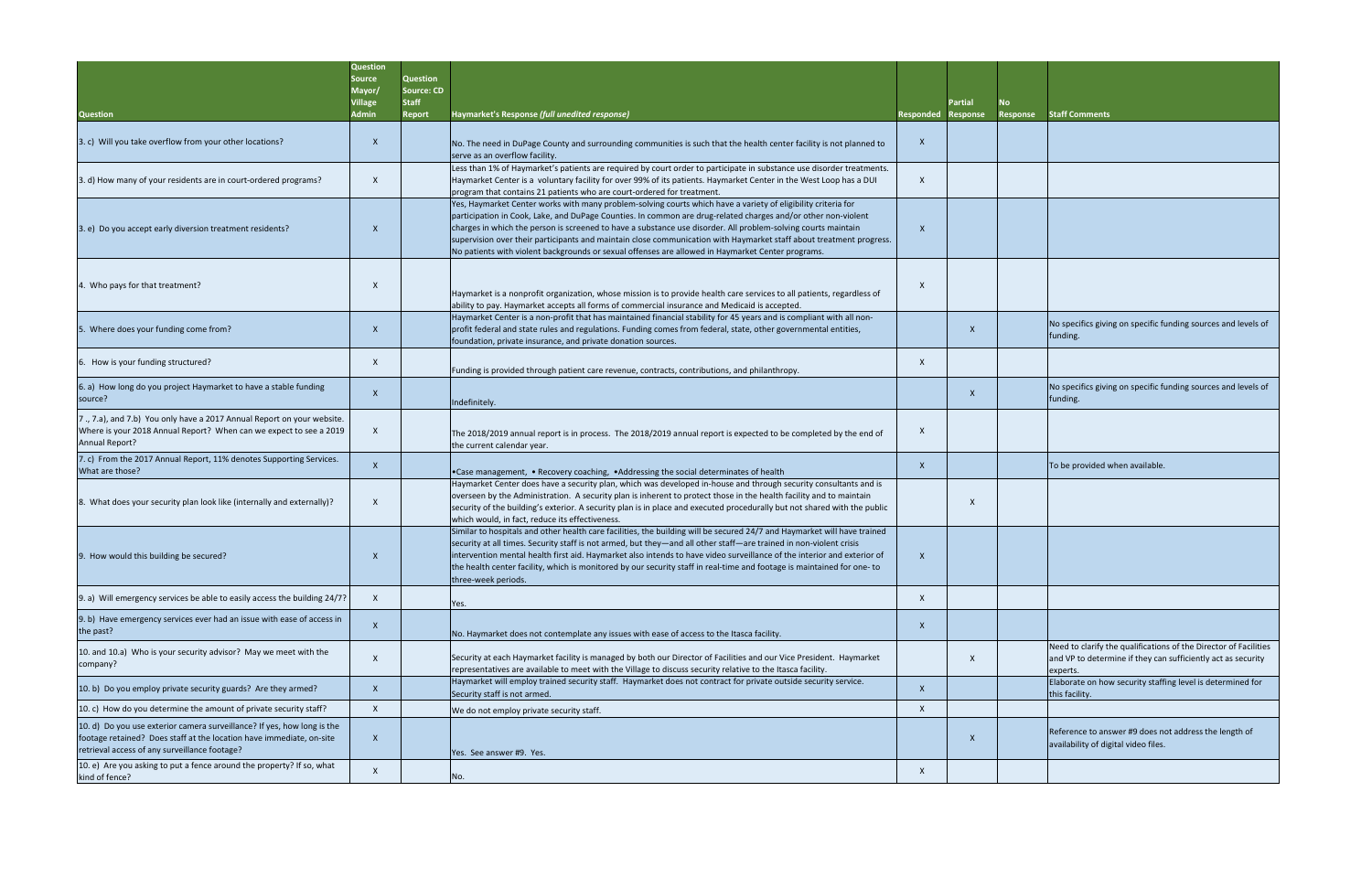| Question | Question Source Mayor/ Village Admin | Question Source: CD Staff Report | Haymarket's Response *(full unedited response)* | Responded | Partial Response | No Response | Staff Comments |
|---|---|---|---|---|---|---|---|
| 3. c) Will you take overflow from your other locations? | X | | No. The need in DuPage County and surrounding communities is such that the health center facility is not planned to serve as an overflow facility. | X | | | |
| 3. d) How many of your residents are in court-ordered programs? | X | | Less than 1% of Haymarket's patients are required by court order to participate in substance use disorder treatments. Haymarket Center is a voluntary facility for over 99% of its patients. Haymarket Center in the West Loop has a DUI program that contains 21 patients who are court-ordered for treatment. | X | | | |
| 3. e) Do you accept early diversion treatment residents? | X | | Yes, Haymarket Center works with many problem-solving courts which have a variety of eligibility criteria for participation in Cook, Lake, and DuPage Counties. In common are drug-related charges and/or other non-violent charges in which the person is screened to have a substance use disorder. All problem-solving courts maintain supervision over their participants and maintain close communication with Haymarket staff about treatment progress. No patients with violent backgrounds or sexual offenses are allowed in Haymarket Center programs. | X | | | |
| 4. Who pays for that treatment? | X | | Haymarket is a nonprofit organization, whose mission is to provide health care services to all patients, regardless of ability to pay. Haymarket accepts all forms of commercial insurance and Medicaid is accepted. | X | | | |
| 5. Where does your funding come from? | X | | Haymarket Center is a non-profit that has maintained financial stability for 45 years and is compliant with all non-profit federal and state rules and regulations. Funding comes from federal, state, other governmental entities, foundation, private insurance, and private donation sources. | | X | | No specifics giving on specific funding sources and levels of funding. |
| 6. How is your funding structured? | X | | Funding is provided through patient care revenue, contracts, contributions, and philanthropy. | X | | | |
| 6. a) How long do you project Haymarket to have a stable funding source? | X | | Indefinitely. | | X | | No specifics giving on specific funding sources and levels of funding. |
| 7 ., 7.a), and 7.b) You only have a 2017 Annual Report on your website. Where is your 2018 Annual Report? When can we expect to see a 2019 Annual Report? | X | | The 2018/2019 annual report is in process. The 2018/2019 annual report is expected to be completed by the end of the current calendar year. | X | | | |
| 7. c) From the 2017 Annual Report, 11% denotes Supporting Services. What are those? | X | | •Case management, • Recovery coaching, •Addressing the social determinates of health | X | | | To be provided when available. |
| 8. What does your security plan look like (internally and externally)? | X | | Haymarket Center does have a security plan, which was developed in-house and through security consultants and is overseen by the Administration. A security plan is inherent to protect those in the health facility and to maintain security of the building's exterior. A security plan is in place and executed procedurally but not shared with the public which would, in fact, reduce its effectiveness. | | X | | |
| 9. How would this building be secured? | X | | Similar to hospitals and other health care facilities, the building will be secured 24/7 and Haymarket will have trained security at all times. Security staff is not armed, but they—and all other staff—are trained in non-violent crisis intervention mental health first aid. Haymarket also intends to have video surveillance of the interior and exterior of the health center facility, which is monitored by our security staff in real-time and footage is maintained for one- to three-week periods. | X | | | |
| 9. a) Will emergency services be able to easily access the building 24/7? | X | | Yes. | X | | | |
| 9. b) Have emergency services ever had an issue with ease of access in the past? | X | | No. Haymarket does not contemplate any issues with ease of access to the Itasca facility. | X | | | |
| 10. and 10.a) Who is your security advisor? May we meet with the company? | X | | Security at each Haymarket facility is managed by both our Director of Facilities and our Vice President. Haymarket representatives are available to meet with the Village to discuss security relative to the Itasca facility. | | X | | Need to clarify the qualifications of the Director of Facilities and VP to determine if they can sufficiently act as security experts. |
| 10. b) Do you employ private security guards? Are they armed? | X | | Haymarket will employ trained security staff. Haymarket does not contract for private outside security service. Security staff is not armed. | X | | | Elaborate on how security staffing level is determined for this facility. |
| 10. c) How do you determine the amount of private security staff? | X | | We do not employ private security staff. | X | | | |
| 10. d) Do you use exterior camera surveillance? If yes, how long is the footage retained? Does staff at the location have immediate, on-site retrieval access of any surveillance footage? | X | | Yes. See answer #9. Yes. | | X | | Reference to answer #9 does not address the length of availability of digital video files. |
| 10. e) Are you asking to put a fence around the property? If so, what kind of fence? | X | | No. | X | | | |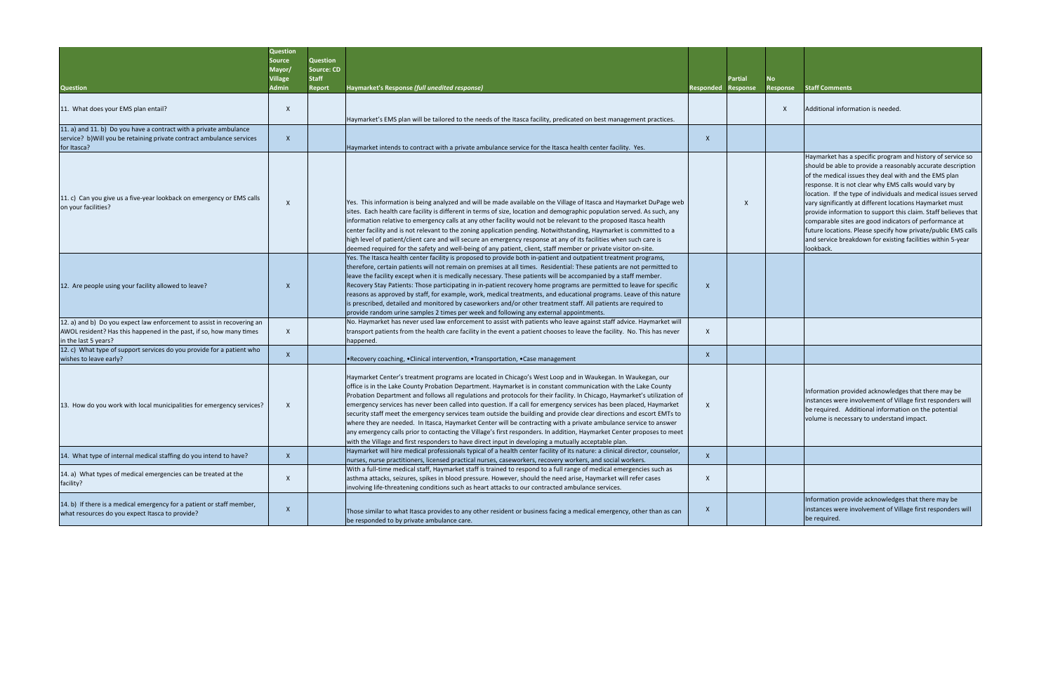| Question | Question Source Mayor/ Village Admin | Question Source: CD Staff Report | Haymarket's Response *(full unedited response)* | Responded | Partial Response | No Response | Staff Comments |
|---|---|---|---|---|---|---|---|
| 11. What does your EMS plan entail? | X | | Haymarket's EMS plan will be tailored to the needs of the Itasca facility, predicated on best management practices. | | | X | Additional information is needed. |
| 11. a) and 11. b) Do you have a contract with a private ambulance service? b)Will you be retaining private contract ambulance services for Itasca? | X | | Haymarket intends to contract with a private ambulance service for the Itasca health center facility. Yes. | X | | | |
| 11. c) Can you give us a five-year lookback on emergency or EMS calls on your facilities? | X | | Yes. This information is being analyzed and will be made available on the Village of Itasca and Haymarket DuPage web sites. Each health care facility is different in terms of size, location and demographic population served. As such, any information relative to emergency calls at any other facility would not be relevant to the proposed Itasca health center facility and is not relevant to the zoning application pending. Notwithstanding, Haymarket is committed to a high level of patient/client care and will secure an emergency response at any of its facilities when such care is deemed required for the safety and well-being of any patient, client, staff member or private visitor on-site. | | X | | Haymarket has a specific program and history of service so should be able to provide a reasonably accurate description of the medical issues they deal with and the EMS plan response. It is not clear why EMS calls would vary by location. If the type of individuals and medical issues served vary significantly at different locations Haymarket must provide information to support this claim. Staff believes that comparable sites are good indicators of performance at future locations. Please specify how private/public EMS calls and service breakdown for existing facilities within 5-year lookback. |
| 12. Are people using your facility allowed to leave? | X | | Yes. The Itasca health center facility is proposed to provide both in-patient and outpatient treatment programs, therefore, certain patients will not remain on premises at all times. Residential: These patients are not permitted to leave the facility except when it is medically necessary. These patients will be accompanied by a staff member. Recovery Stay Patients: Those participating in in-patient recovery home programs are permitted to leave for specific reasons as approved by staff, for example, work, medical treatments, and educational programs. Leave of this nature is prescribed, detailed and monitored by caseworkers and/or other treatment staff. All patients are required to provide random urine samples 2 times per week and following any external appointments. | X | | | |
| 12. a) and b) Do you expect law enforcement to assist in recovering an AWOL resident? Has this happened in the past, if so, how many times in the last 5 years? | X | | No. Haymarket has never used law enforcement to assist with patients who leave against staff advice. Haymarket will transport patients from the health care facility in the event a patient chooses to leave the facility. No. This has never happened. | X | | | |
| 12. c) What type of support services do you provide for a patient who wishes to leave early? | X | | •Recovery coaching, •Clinical intervention, •Transportation, •Case management | X | | | |
| 13. How do you work with local municipalities for emergency services? | X | | Haymarket Center's treatment programs are located in Chicago's West Loop and in Waukegan. In Waukegan, our office is in the Lake County Probation Department. Haymarket is in constant communication with the Lake County Probation Department and follows all regulations and protocols for their facility. In Chicago, Haymarket's utilization of emergency services has never been called into question. If a call for emergency services has been placed, Haymarket security staff meet the emergency services team outside the building and provide clear directions and escort EMTs to where they are needed. In Itasca, Haymarket Center will be contracting with a private ambulance service to answer any emergency calls prior to contacting the Village's first responders. In addition, Haymarket Center proposes to meet with the Village and first responders to have direct input in developing a mutually acceptable plan. | X | | | Information provided acknowledges that there may be instances were involvement of Village first responders will be required. Additional information on the potential volume is necessary to understand impact. |
| 14. What type of internal medical staffing do you intend to have? | X | | Haymarket will hire medical professionals typical of a health center facility of its nature: a clinical director, counselor, nurses, nurse practitioners, licensed practical nurses, caseworkers, recovery workers, and social workers. | X | | | |
| 14. a) What types of medical emergencies can be treated at the facility? | X | | With a full-time medical staff, Haymarket staff is trained to respond to a full range of medical emergencies such as asthma attacks, seizures, spikes in blood pressure. However, should the need arise, Haymarket will refer cases involving life-threatening conditions such as heart attacks to our contracted ambulance services. | X | | | |
| 14. b) If there is a medical emergency for a patient or staff member, what resources do you expect Itasca to provide? | X | | Those similar to what Itasca provides to any other resident or business facing a medical emergency, other than as can be responded to by private ambulance care. | X | | | Information provide acknowledges that there may be instances were involvement of Village first responders will be required. |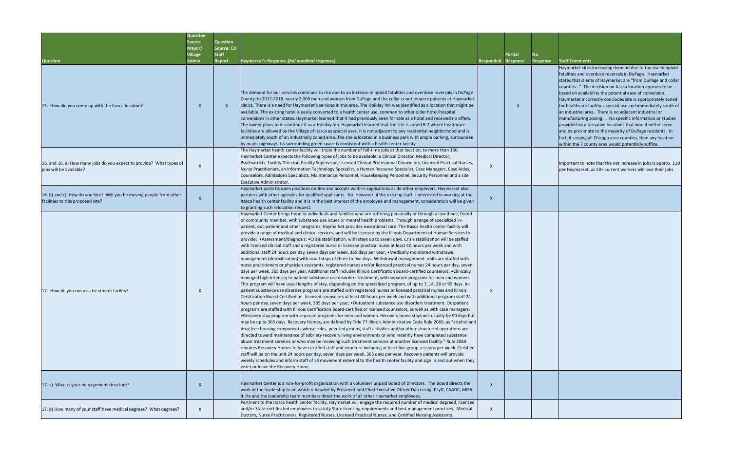| Question | Question Source Mayor/ Village Admin | Question Source: CD Staff Report | Haymarket's Response *(full unedited response)* | Responded | Partial Response | No Response | Staff Comments |
|---|---|---|---|---|---|---|---|
| 15. How did you come up with the Itasca location? | X | X | The demand for our services continues to rise due to an increase in opioid fatalities and overdose reversals in DuPage County. In 2017-2018, nearly 2,000 men and women from DuPage and the collar counties were patients at Haymarket clinics. There is a need for Haymarket's services in this area. The Holiday Inn was identified as a location that might be available. The existing hotel is easily converted to a health center use, common to other older hotel/hospital conversions in other states. Haymarket learned that it had previously been for sale as a hotel and received no offers. The owner plans to discontinue it as a Holiday Inn. Haymarket learned that the site is zoned B-2 where healthcare facilities are allowed by the Village of Itasca as special uses. It is not adjacent to any residential neighborhood and is immediately south of an industrially zoned area. The site is located in a business park with ample parking, surrounded by major highways. Its surrounding green space is consistent with a health center facility. | | X | | Haymarket cites increasing demand due to the rise in opioid fatalities and overdose reversals in DuPage. Haymarket states that clients of Haymarket are "from DuPage and collar counties…" The decision on Itasca location appears to be based on availability the potential ease of conversion. Haymarket incorrectly concludes site is appropriately zoned for healthcare facility a special use and immediately south of an industrial area. There is no adjacent industrial or manufacturing zoning. . No specific information or studies provided on alternative locations that would better serve and be proximate to the majority of DuPage residents. In fact, if serving all Chicago area counties, then any location within the 7 county area would potentially suffice. |
| 16. and 16. a) How many jobs do you expect to provide? What types of jobs will be available? | X | | The Haymarket health center facility will triple the number of full-time jobs at that location, to more than 160. Haymarket Center expects the following types of jobs to be available: a Clinical Director, Medical Director, Psychiatrists, Facility Supervisor, Licensed Clinical Professional Counselors, Licensed Practical Nurses, Nurse Practitioners, an Information Technology Specialist, a Human Resource Specialist, Case Managers, Case Aides, Counselors, Admissions Specialists, Maintenance Personnel, Housekeeping Personnel, Security Personnel and a site Executive Administrator. | X | | | Important to note that the net increase in jobs is approx. 110 per Haymarket, as 50+ current workers will lose their jobs. |
| 16. b) and c) How do you hire? Will you be moving people from other facilities to this proposed site? | X | | Haymarket posts its open positions on-line and accepts walk-in applications as do other employers. Haymarket also partners with other agencies for qualified applicants. No. However, if the existing staff is interested in working at the Itasca health center facility and it is in the best interest of the employee and management, consideration will be given to granting such relocation request. | X | | | |
| 17. How do you run as a treatment facility? | X | | Haymarket Center brings hope to individuals and families who are suffering personally or through a loved one, friend or community member, with substance use issues or mental health problems. Through a range of specialized in-patient, out-patient and other programs, Haymarket provides exceptional care. The Itasca health center facility will provide a range of medical and clinical services, and will be licensed by the Illinois Department of Human Services to provide: •Assessment/diagnosis; •Crisis stabilization, with stays up to seven days. Crisis stabilization will be staffed with licensed clinical staff and a registered nurse or licensed practical nurse at least 40 hours per week and with additional staff 24 hours per day, seven days per week, 365 days per year; •Medically monitored withdrawal management (detoxification) with usual stays of three to five days. Withdrawal management units are staffed with nurse practitioners or physician assistants, registered nurses and/or licensed practical nurses 24 hours per day, seven days per week, 365 days per year. Additional staff includes Illinois Certification Board-certified counselors; •Clinically managed high-intensity in-patient substance use disorders treatment, with separate programs for men and women. This program will have usual lengths of stay, depending on the specialized program, of up to 7, 14, 28 or 90 days. In-patient substance use disorder programs are staffed with registered nurses or licensed practical nurses and Illinois Certification Board-Certified or licensed counselors at least 40 hours per week and with additional program staff 24 hours per day, seven days per week, 365 days per year; •Outpatient substance use disorders treatment. Outpatient programs are staffed with Illinois Certification Board-certified or licensed counselors, as well as with case managers; •Recovery stay program with separate programs for men and women. Recovery home stays will usually be 90 days but may be up to 365 days. Recovery Homes, are defined by Title 77 Illinois Administrative Code Rule 2060, as "alcohol and drug free housing components whose rules, peer-led groups, staff activities and/or other structured operations are directed toward maintenance of sobriety recovery living environments or who recently have completed substance abuse treatment services or who may be receiving such treatment services at another licensed facility." Rule 2060 requires Recovery Homes to have certified staff and structure including at least five group sessions per week. Certified staff will be on the unit 24 hours per day, seven days per week, 365 days per year. Recovery patients will provide weekly schedules and inform staff of all movement external to the health center facility and sign in and out when they enter or leave the Recovery Home. | X | | | |
| 17. a) What is your management structure? | X | | Haymarket Center is a non-for-profit organization with a volunteer unpaid Board of Directors. The Board directs the work of the leadership team which is headed by President and Chief Executive Officer Dan Lustig, PsyD, CAADC, MISA II. He and the leadership team members direct the work of all other Haymarket employees. | X | | | |
| 17. b) How many of your staff have medical degrees? What degrees? | X | | Pertinent to the Itasca health center facility, Haymarket will engage the required number of medical degreed, licensed and/or State certificated employees to satisfy State licensing requirements and best management practices. Medical Doctors, Nurse Practitioners, Registered Nurses, Licensed Practical Nurses, and Certified Nursing Assistants. | X | | | |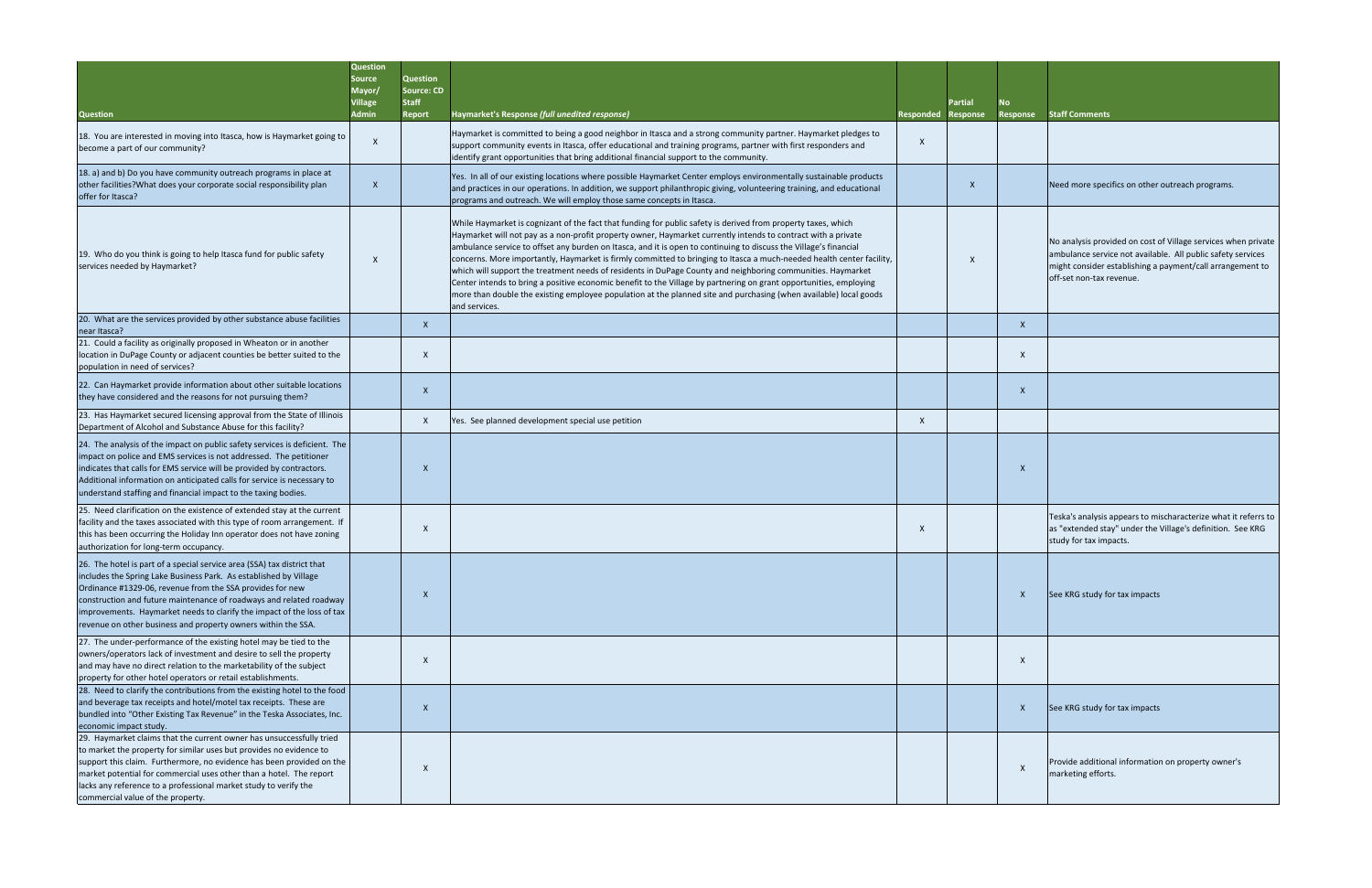| Question | Question Source Mayor/ Village Admin | Question Source: CD Staff Report | Haymarket's Response *(full unedited response)* | Responded | Partial Response | No Response | Staff Comments |
|---|---|---|---|---|---|---|---|
| 18. You are interested in moving into Itasca, how is Haymarket going to become a part of our community? | X | | Haymarket is committed to being a good neighbor in Itasca and a strong community partner. Haymarket pledges to support community events in Itasca, offer educational and training programs, partner with first responders and identify grant opportunities that bring additional financial support to the community. | X | | | |
| 18. a) and b) Do you have community outreach programs in place at other facilities?What does your corporate social responsibility plan offer for Itasca? | X | | Yes. In all of our existing locations where possible Haymarket Center employs environmentally sustainable products and practices in our operations. In addition, we support philanthropic giving, volunteering training, and educational programs and outreach. We will employ those same concepts in Itasca. | | X | | Need more specifics on other outreach programs. |
| 19. Who do you think is going to help Itasca fund for public safety services needed by Haymarket? | X | | While Haymarket is cognizant of the fact that funding for public safety is derived from property taxes, which Haymarket will not pay as a non-profit property owner, Haymarket currently intends to contract with a private ambulance service to offset any burden on Itasca, and it is open to continuing to discuss the Village's financial concerns. More importantly, Haymarket is firmly committed to bringing to Itasca a much-needed health center facility, which will support the treatment needs of residents in DuPage County and neighboring communities. Haymarket Center intends to bring a positive economic benefit to the Village by partnering on grant opportunities, employing more than double the existing employee population at the planned site and purchasing (when available) local goods and services. | | X | | No analysis provided on cost of Village services when private ambulance service not available. All public safety services might consider establishing a payment/call arrangement to off-set non-tax revenue. |
| 20. What are the services provided by other substance abuse facilities near Itasca? | | X | | | | X | |
| 21. Could a facility as originally proposed in Wheaton or in another location in DuPage County or adjacent counties be better suited to the population in need of services? | | X | | | | X | |
| 22. Can Haymarket provide information about other suitable locations they have considered and the reasons for not pursuing them? | | X | | | | X | |
| 23. Has Haymarket secured licensing approval from the State of Illinois Department of Alcohol and Substance Abuse for this facility? | | X | Yes. See planned development special use petition | X | | | |
| 24. The analysis of the impact on public safety services is deficient. The impact on police and EMS services is not addressed. The petitioner indicates that calls for EMS service will be provided by contractors. Additional information on anticipated calls for service is necessary to understand staffing and financial impact to the taxing bodies. | | X | | | | X | |
| 25. Need clarification on the existence of extended stay at the current facility and the taxes associated with this type of room arrangement. If this has been occurring the Holiday Inn operator does not have zoning authorization for long-term occupancy. | | X | | X | | | Teska's analysis appears to mischaracterize what it referrs to as "extended stay" under the Village's definition. See KRG study for tax impacts. |
| 26. The hotel is part of a special service area (SSA) tax district that includes the Spring Lake Business Park. As established by Village Ordinance #1329-06, revenue from the SSA provides for new construction and future maintenance of roadways and related roadway improvements. Haymarket needs to clarify the impact of the loss of tax revenue on other business and property owners within the SSA. | | X | | | | X | See KRG study for tax impacts |
| 27. The under-performance of the existing hotel may be tied to the owners/operators lack of investment and desire to sell the property and may have no direct relation to the marketability of the subject property for other hotel operators or retail establishments. | | X | | | | X | |
| 28. Need to clarify the contributions from the existing hotel to the food and beverage tax receipts and hotel/motel tax receipts. These are bundled into "Other Existing Tax Revenue" in the Teska Associates, Inc. economic impact study. | | X | | | | X | See KRG study for tax impacts |
| 29. Haymarket claims that the current owner has unsuccessfully tried to market the property for similar uses but provides no evidence to support this claim. Furthermore, no evidence has been provided on the market potential for commercial uses other than a hotel. The report lacks any reference to a professional market study to verify the commercial value of the property. | | X | | | | X | Provide additional information on property owner's marketing efforts. |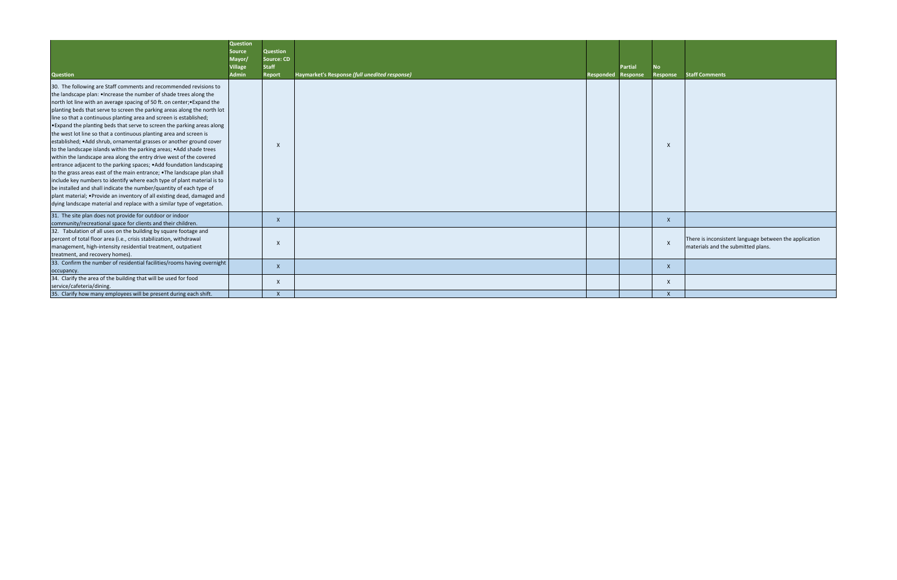| Question | Question Source Mayor/ Village Admin | Question Source: CD Staff Report | Haymarket's Response *(full unedited response)* | Responded | Partial Response | No Response | Staff Comments |
|---|---|---|---|---|---|---|---|
| 30. The following are Staff comments and recommended revisions to the landscape plan: •Increase the number of shade trees along the north lot line with an average spacing of 50 ft. on center;•Expand the planting beds that serve to screen the parking areas along the north lot line so that a continuous planting area and screen is established; •Expand the planting beds that serve to screen the parking areas along the west lot line so that a continuous planting area and screen is established; •Add shrub, ornamental grasses or another ground cover to the landscape islands within the parking areas; •Add shade trees within the landscape area along the entry drive west of the covered entrance adjacent to the parking spaces; •Add foundation landscaping to the grass areas east of the main entrance; •The landscape plan shall include key numbers to identify where each type of plant material is to be installed and shall indicate the number/quantity of each type of plant material; •Provide an inventory of all existing dead, damaged and dying landscape material and replace with a similar type of vegetation. | | X | | | | X | |
| 31. The site plan does not provide for outdoor or indoor community/recreational space for clients and their children. | | X | | | | X | |
| 32. Tabulation of all uses on the building by square footage and percent of total floor area (i.e., crisis stabilization, withdrawal management, high-intensity residential treatment, outpatient treatment, and recovery homes). | | X | | | | X | There is inconsistent language between the application materials and the submitted plans. |
| 33. Confirm the number of residential facilities/rooms having overnight occupancy. | | X | | | | X | |
| 34. Clarify the area of the building that will be used for food service/cafeteria/dining. | | X | | | | X | |
| 35. Clarify how many employees will be present during each shift. | | X | | | | X | |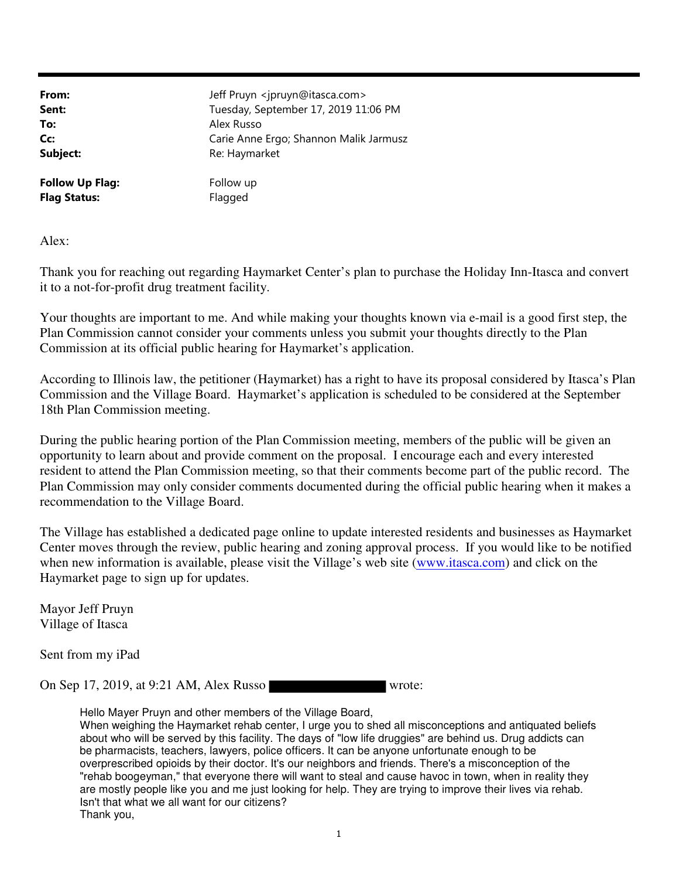| | |
|---|---|
| **From:** | Jeff Pruyn <jpruyn@itasca.com> |
| **Sent:** | Tuesday, September 17, 2019 11:06 PM |
| **To:** | Alex Russo |
| **Cc:** | Carie Anne Ergo; Shannon Malik Jarmusz |
| **Subject:** | Re: Haymarket |
| **Follow Up Flag:** | Follow up |
| **Flag Status:** | Flagged |

Alex:

Thank you for reaching out regarding Haymarket Center's plan to purchase the Holiday Inn-Itasca and convert it to a not-for-profit drug treatment facility.

Your thoughts are important to me. And while making your thoughts known via e-mail is a good first step, the Plan Commission cannot consider your comments unless you submit your thoughts directly to the Plan Commission at its official public hearing for Haymarket's application.

According to Illinois law, the petitioner (Haymarket) has a right to have its proposal considered by Itasca's Plan Commission and the Village Board. Haymarket's application is scheduled to be considered at the September 18th Plan Commission meeting.

During the public hearing portion of the Plan Commission meeting, members of the public will be given an opportunity to learn about and provide comment on the proposal. I encourage each and every interested resident to attend the Plan Commission meeting, so that their comments become part of the public record. The Plan Commission may only consider comments documented during the official public hearing when it makes a recommendation to the Village Board.

The Village has established a dedicated page online to update interested residents and businesses as Haymarket Center moves through the review, public hearing and zoning approval process. If you would like to be notified when new information is available, please visit the Village's web site (www.itasca.com) and click on the Haymarket page to sign up for updates.

Mayor Jeff Pruyn
Village of Itasca

Sent from my iPad

On Sep 17, 2019, at 9:21 AM, Alex Russo [REDACTED] wrote:

> Hello Mayer Pruyn and other members of the Village Board,
> When weighing the Haymarket rehab center, I urge you to shed all misconceptions and antiquated beliefs about who will be served by this facility. The days of "low life druggies" are behind us. Drug addicts can be pharmacists, teachers, lawyers, police officers. It can be anyone unfortunate enough to be overprescribed opioids by their doctor. It's our neighbors and friends. There's a misconception of the "rehab boogeyman," that everyone there will want to steal and cause havoc in town, when in reality they are mostly people like you and me just looking for help. They are trying to improve their lives via rehab. Isn't that what we all want for our citizens?
> Thank you,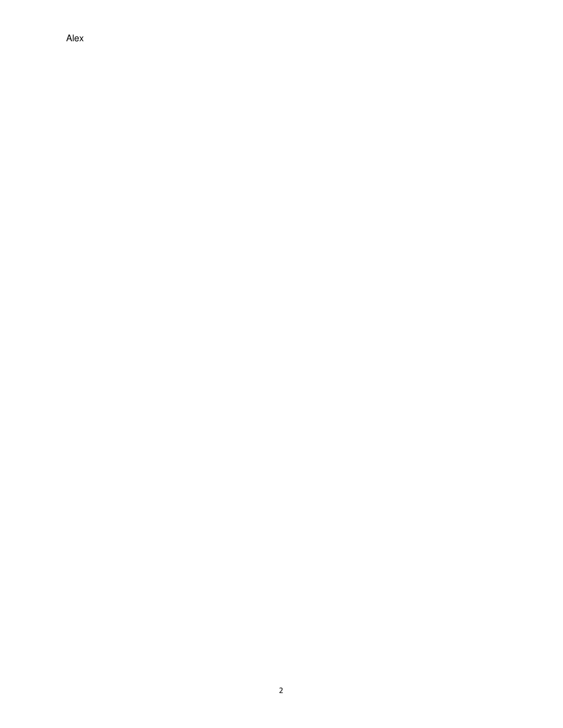Alex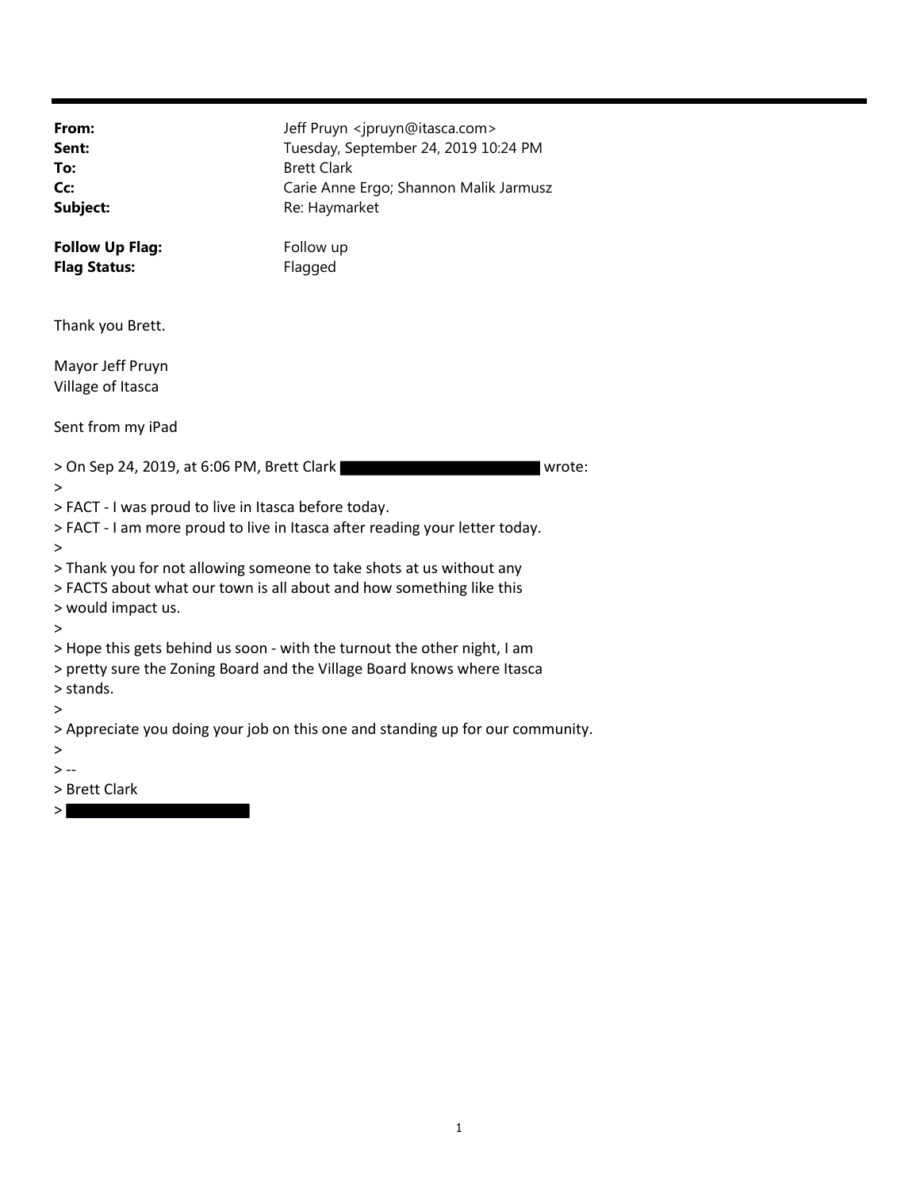| | |
|---|---|
| **From:** | Jeff Pruyn <jpruyn@itasca.com> |
| **Sent:** | Tuesday, September 24, 2019 10:24 PM |
| **To:** | Brett Clark |
| **Cc:** | Carie Anne Ergo; Shannon Malik Jarmusz |
| **Subject:** | Re: Haymarket |
| **Follow Up Flag:** | Follow up |
| **Flag Status:** | Flagged |

Thank you Brett.

Mayor Jeff Pruyn
Village of Itasca

Sent from my iPad

> On Sep 24, 2019, at 6:06 PM, Brett Clark [REDACTED] wrote:
>
> FACT - I was proud to live in Itasca before today.
> FACT - I am more proud to live in Itasca after reading your letter today.
>
> Thank you for not allowing someone to take shots at us without any
> FACTS about what our town is all about and how something like this
> would impact us.
>
> Hope this gets behind us soon - with the turnout the other night, I am
> pretty sure the Zoning Board and the Village Board knows where Itasca
> stands.
>
> Appreciate you doing your job on this one and standing up for our community.
>
> --
> Brett Clark
> [REDACTED]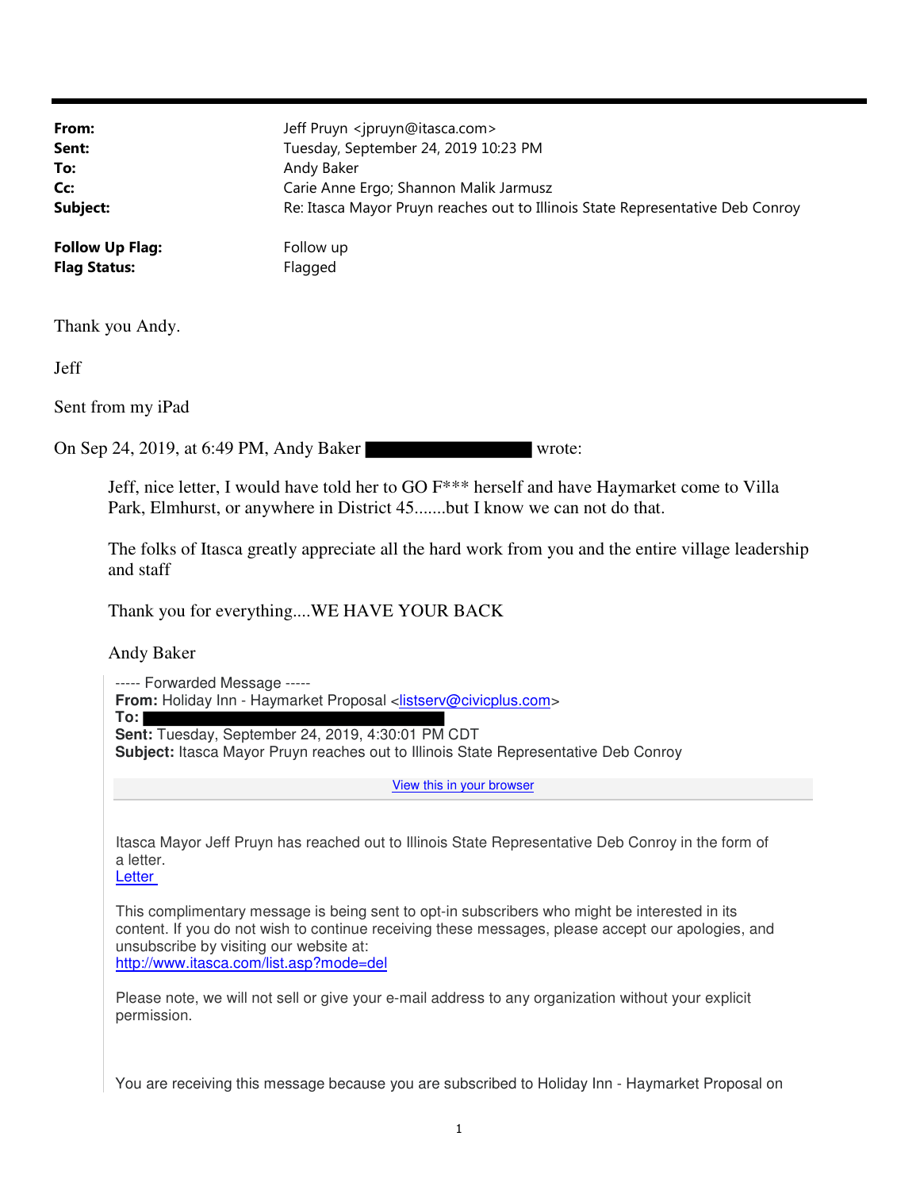**From:** Jeff Pruyn <jpruyn@itasca.com>
**Sent:** Tuesday, September 24, 2019 10:23 PM
**To:** Andy Baker
**Cc:** Carie Anne Ergo; Shannon Malik Jarmusz
**Subject:** Re: Itasca Mayor Pruyn reaches out to Illinois State Representative Deb Conroy

**Follow Up Flag:** Follow up
**Flag Status:** Flagged

Thank you Andy.

Jeff

Sent from my iPad

On Sep 24, 2019, at 6:49 PM, Andy Baker ████████████ wrote:

> Jeff, nice letter, I would have told her to GO F*** herself and have Haymarket come to Villa Park, Elmhurst, or anywhere in District 45.......but I know we can not do that.
>
> The folks of Itasca greatly appreciate all the hard work from you and the entire village leadership and staff
>
> Thank you for everything....WE HAVE YOUR BACK
>
> Andy Baker
>
> ----- Forwarded Message -----
> **From:** Holiday Inn - Haymarket Proposal <listserv@civicplus.com>
> **To:** ████████████
> **Sent:** Tuesday, September 24, 2019, 4:30:01 PM CDT
> **Subject:** Itasca Mayor Pruyn reaches out to Illinois State Representative Deb Conroy
>
> View this in your browser
>
> Itasca Mayor Jeff Pruyn has reached out to Illinois State Representative Deb Conroy in the form of a letter.
> Letter
>
> This complimentary message is being sent to opt-in subscribers who might be interested in its content. If you do not wish to continue receiving these messages, please accept our apologies, and unsubscribe by visiting our website at:
> http://www.itasca.com/list.asp?mode=del
>
> Please note, we will not sell or give your e-mail address to any organization without your explicit permission.
>
> You are receiving this message because you are subscribed to Holiday Inn - Haymarket Proposal on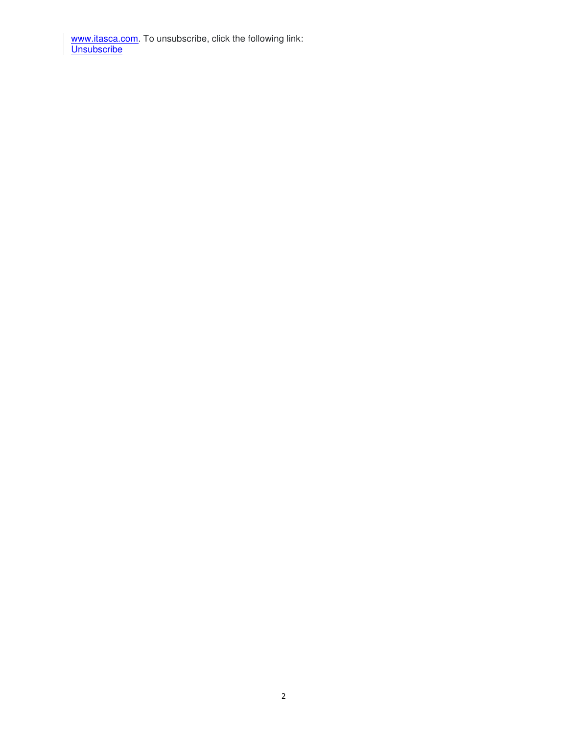www.itasca.com. To unsubscribe, click the following link:
Unsubscribe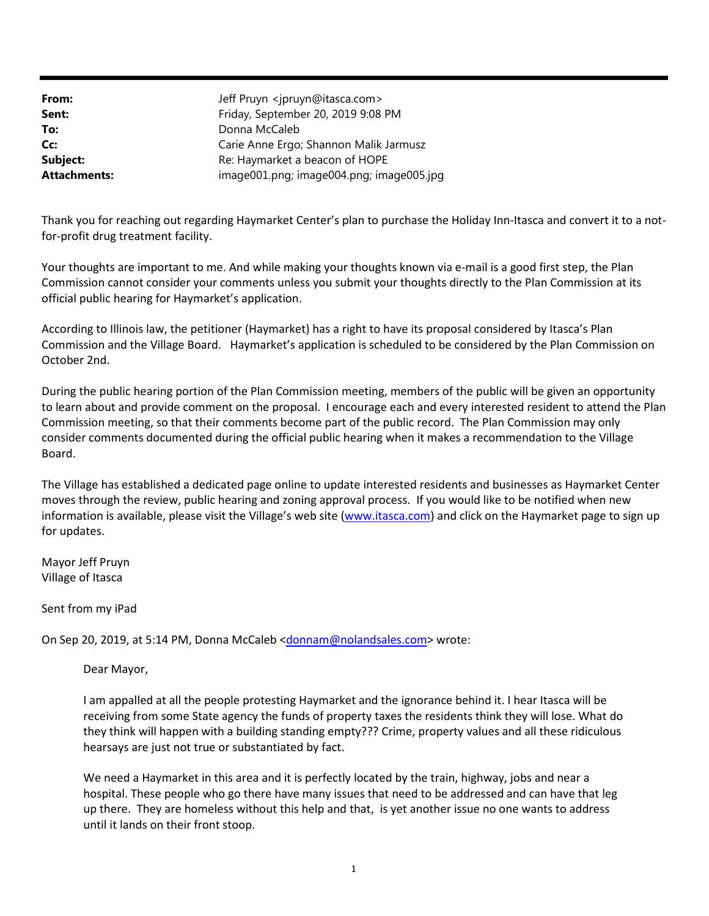| | |
|---|---|
| **From:** | Jeff Pruyn <jpruyn@itasca.com> |
| **Sent:** | Friday, September 20, 2019 9:08 PM |
| **To:** | Donna McCaleb |
| **Cc:** | Carie Anne Ergo; Shannon Malik Jarmusz |
| **Subject:** | Re: Haymarket a beacon of HOPE |
| **Attachments:** | image001.png; image004.png; image005.jpg |

Thank you for reaching out regarding Haymarket Center's plan to purchase the Holiday Inn-Itasca and convert it to a not-for-profit drug treatment facility.

Your thoughts are important to me. And while making your thoughts known via e-mail is a good first step, the Plan Commission cannot consider your comments unless you submit your thoughts directly to the Plan Commission at its official public hearing for Haymarket's application.

According to Illinois law, the petitioner (Haymarket) has a right to have its proposal considered by Itasca's Plan Commission and the Village Board. Haymarket's application is scheduled to be considered by the Plan Commission on October 2nd.

During the public hearing portion of the Plan Commission meeting, members of the public will be given an opportunity to learn about and provide comment on the proposal. I encourage each and every interested resident to attend the Plan Commission meeting, so that their comments become part of the public record. The Plan Commission may only consider comments documented during the official public hearing when it makes a recommendation to the Village Board.

The Village has established a dedicated page online to update interested residents and businesses as Haymarket Center moves through the review, public hearing and zoning approval process. If you would like to be notified when new information is available, please visit the Village's web site (www.itasca.com) and click on the Haymarket page to sign up for updates.

Mayor Jeff Pruyn
Village of Itasca

Sent from my iPad

On Sep 20, 2019, at 5:14 PM, Donna McCaleb <donnam@nolandsales.com> wrote:

> Dear Mayor,
>
> I am appalled at all the people protesting Haymarket and the ignorance behind it. I hear Itasca will be receiving from some State agency the funds of property taxes the residents think they will lose. What do they think will happen with a building standing empty??? Crime, property values and all these ridiculous hearsays are just not true or substantiated by fact.
>
> We need a Haymarket in this area and it is perfectly located by the train, highway, jobs and near a hospital. These people who go there have many issues that need to be addressed and can have that leg up there. They are homeless without this help and that, is yet another issue no one wants to address until it lands on their front stoop.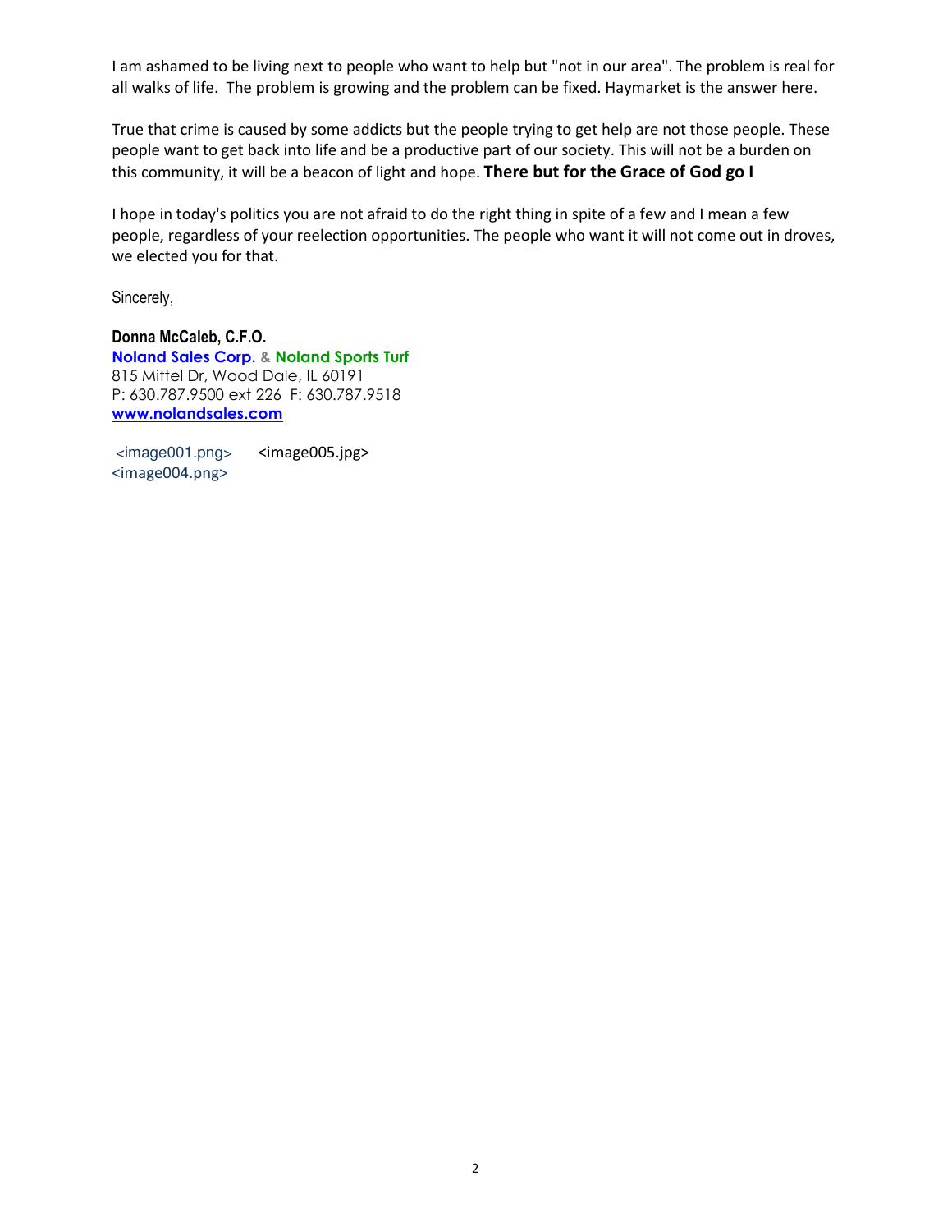I am ashamed to be living next to people who want to help but "not in our area". The problem is real for all walks of life. The problem is growing and the problem can be fixed. Haymarket is the answer here.

True that crime is caused by some addicts but the people trying to get help are not those people. These people want to get back into life and be a productive part of our society. This will not be a burden on this community, it will be a beacon of light and hope. **There but for the Grace of God go I**

I hope in today's politics you are not afraid to do the right thing in spite of a few and I mean a few people, regardless of your reelection opportunities. The people who want it will not come out in droves, we elected you for that.

Sincerely,

**Donna McCaleb, C.F.O.**
**Noland Sales Corp. & Noland Sports Turf**
815 Mittel Dr, Wood Dale, IL 60191
P: 630.787.9500 ext 226 F: 630.787.9518
**www.nolandsales.com**

<image001.png> <image005.jpg>
<image004.png>